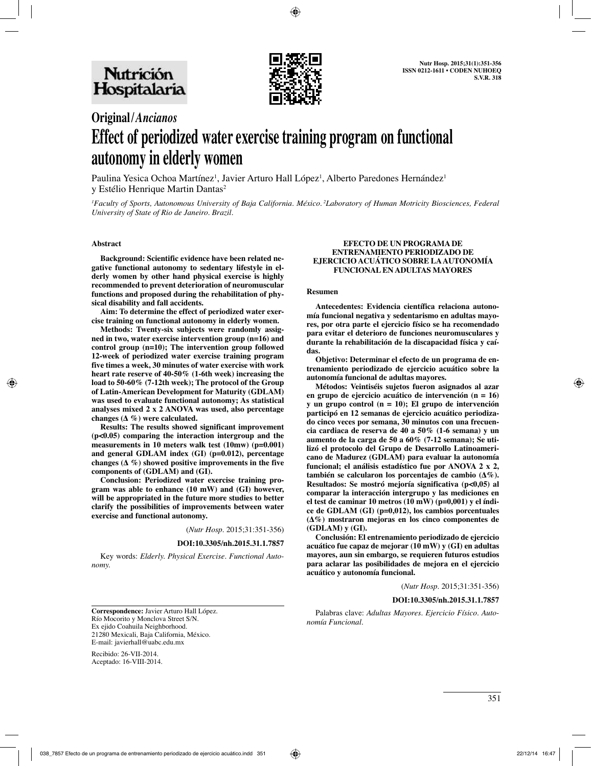## Original/*Ancianos*

# Effect of periodized water exercise training program on functional autonomy in elderly women

Paulina Yesica Ochoa Martínez[1], Javier Arturo Hall López[1], Alberto Paredones Hernández[1] y Estélio Henrique Martin Dantas[2]

[1]*Faculty of Sports, Autonomous University of Baja California. México.* [2]*Laboratory of Human Motricity Biosciences, Federal University of State of Rio de Janeiro. Brazil.*

### Abstract

**Background: Scientific evidence have been related negative functional autonomy to sedentary lifestyle in elderly women by other hand physical exercise is highly recommended to prevent deterioration of neuromuscular functions and proposed during the rehabilitation of physical disability and fall accidents.**

**Aim: To determine the effect of periodized water exercise training on functional autonomy in elderly women.**

**Methods: Twenty-six subjects were randomly assigned in two, water exercise intervention group (n=16) and control group (n=10); The intervention group followed 12-week of periodized water exercise training program five times a week, 30 minutes of water exercise with work heart rate reserve of 40-50% (1-6th week) increasing the load to 50-60% (7-12th week); The protocol of the Group of Latin-American Development for Maturity (GDLAM) was used to evaluate functional autonomy; As statistical analyses mixed 2 x 2 ANOVA was used, also percentage changes (Δ %) were calculated.**

**Results: The results showed significant improvement (p<0.05) comparing the interaction intergroup and the measurements in 10 meters walk test (10mw) (p=0.001) and general GDLAM index (GI) (p=0.012), percentage changes (Δ %) showed positive improvements in the five components of (GDLAM) and (GI).**

**Conclusion: Periodized water exercise training program was able to enhance (10 mW) and (GI) however, will be appropriated in the future more studies to better clarify the possibilities of improvements between water exercise and functional autonomy.**

(*Nutr Hosp*. 2015;31:351-356)

**DOI:10.3305/nh.2015.31.1.7857**

Key words: *Elderly. Physical Exercise. Functional Autonomy.*

### EFECTO DE UN PROGRAMA DE ENTRENAMIENTO PERIODIZADO DE EJERCICIO ACUÁTICO SOBRE LA AUTONOMÍA FUNCIONAL EN ADULTAS MAYORES

### Resumen

**Antecedentes: Evidencia científica relaciona autonomía funcional negativa y sedentarismo en adultas mayores, por otra parte el ejercicio físico se ha recomendado para evitar el deterioro de funciones neuromusculares y durante la rehabilitación de la discapacidad física y caídas.**

**Objetivo: Determinar el efecto de un programa de entrenamiento periodizado de ejercicio acuático sobre la autonomía funcional de adultas mayores.**

**Métodos: Veintiséis sujetos fueron asignados al azar en grupo de ejercicio acuático de intervención (n = 16) y un grupo control (n = 10); El grupo de intervención participó en 12 semanas de ejercicio acuático periodizado cinco veces por semana, 30 minutos con una frecuencia cardiaca de reserva de 40 a 50% (1-6 semana) y un aumento de la carga de 50 a 60% (7-12 semana); Se utilizó el protocolo del Grupo de Desarrollo Latinoamericano de Madurez (GDLAM) para evaluar la autonomía funcional; el análisis estadístico fue por ANOVA 2 x 2, también se calcularon los porcentajes de cambio (Δ%). Resultados: Se mostró mejoría significativa (p<0,05) al comparar la interacción intergrupo y las mediciones en el test de caminar 10 metros (10 mW) (p=0,001) y el índice de GDLAM (GI) (p=0,012), los cambios porcentuales (Δ%) mostraron mejoras en los cinco componentes de (GDLAM) y (GI).**

**Conclusión: El entrenamiento periodizado de ejercicio acuático fue capaz de mejorar (10 mW) y (GI) en adultas mayores, aun sin embargo, se requieren futuros estudios para aclarar las posibilidades de mejora en el ejercicio acuático y autonomía funcional.**

(*Nutr Hosp*. 2015;31:351-356)

**DOI:10.3305/nh.2015.31.1.7857**

Palabras clave: *Adultas Mayores. Ejercicio Físico. Autonomía Funcional.*

**Correspondence:** Javier Arturo Hall López.
Río Mocorito y Monclova Street S/N.
Ex ejido Coahuila Neighborhood.
21280 Mexicali, Baja California, México.
E-mail: javierhall@uabc.edu.mx

Recibido: 26-VII-2014.
Aceptado: 16-VIII-2014.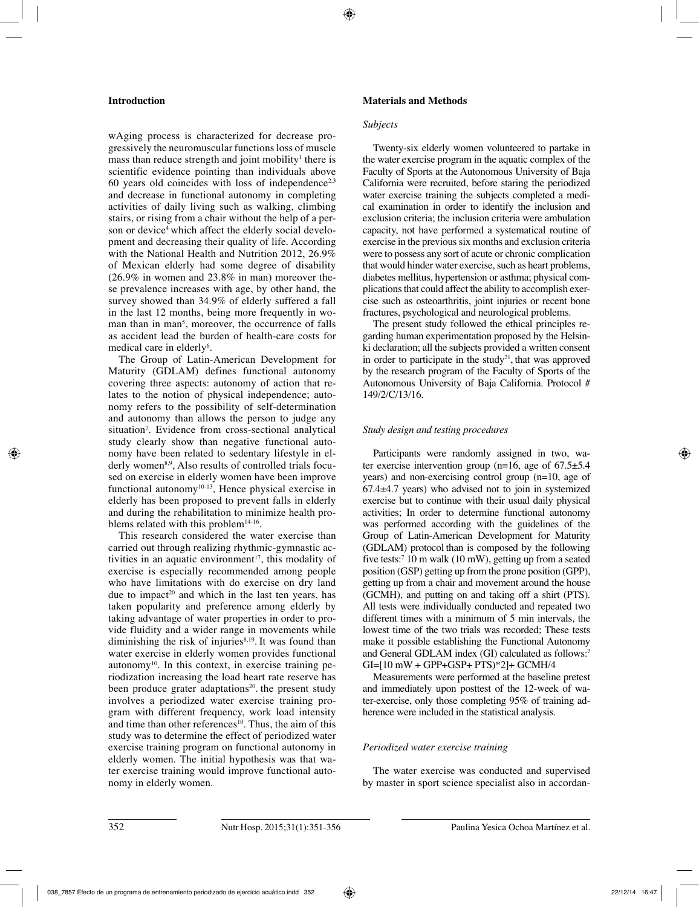## Introduction

wAging process is characterized for decrease progressively the neuromuscular functions loss of muscle mass than reduce strength and joint mobility[1] there is scientific evidence pointing than individuals above 60 years old coincides with loss of independence[2,3] and decrease in functional autonomy in completing activities of daily living such as walking, climbing stairs, or rising from a chair without the help of a person or device[4] which affect the elderly social development and decreasing their quality of life. According with the National Health and Nutrition 2012, 26.9% of Mexican elderly had some degree of disability (26.9% in women and 23.8% in man) moreover these prevalence increases with age, by other hand, the survey showed than 34.9% of elderly suffered a fall in the last 12 months, being more frequently in woman than in man[5], moreover, the occurrence of falls as accident lead the burden of health-care costs for medical care in elderly[6].

The Group of Latin-American Development for Maturity (GDLAM) defines functional autonomy covering three aspects: autonomy of action that relates to the notion of physical independence; autonomy refers to the possibility of self-determination and autonomy than allows the person to judge any situation[7]. Evidence from cross-sectional analytical study clearly show than negative functional autonomy have been related to sedentary lifestyle in elderly women[8,9], Also results of controlled trials focused on exercise in elderly women have been improve functional autonomy[10-13], Hence physical exercise in elderly has been proposed to prevent falls in elderly and during the rehabilitation to minimize health problems related with this problem[14-16].

This research considered the water exercise than carried out through realizing rhythmic-gymnastic activities in an aquatic environment[17], this modality of exercise is especially recommended among people who have limitations with do exercise on dry land due to impact[20] and which in the last ten years, has taken popularity and preference among elderly by taking advantage of water properties in order to provide fluidity and a wider range in movements while diminishing the risk of injuries[8,19]. It was found than water exercise in elderly women provides functional autonomy[10]. In this context, in exercise training periodization increasing the load heart rate reserve has been produce grater adaptations[20]. the present study involves a periodized water exercise training program with different frequency, work load intensity and time than other references[10]. Thus, the aim of this study was to determine the effect of periodized water exercise training program on functional autonomy in elderly women. The initial hypothesis was that water exercise training would improve functional autonomy in elderly women.

## Materials and Methods

### *Subjects*

Twenty-six elderly women volunteered to partake in the water exercise program in the aquatic complex of the Faculty of Sports at the Autonomous University of Baja California were recruited, before staring the periodized water exercise training the subjects completed a medical examination in order to identify the inclusion and exclusion criteria; the inclusion criteria were ambulation capacity, not have performed a systematical routine of exercise in the previous six months and exclusion criteria were to possess any sort of acute or chronic complication that would hinder water exercise, such as heart problems, diabetes mellitus, hypertension or asthma; physical complications that could affect the ability to accomplish exercise such as osteoarthritis, joint injuries or recent bone fractures, psychological and neurological problems.

The present study followed the ethical principles regarding human experimentation proposed by the Helsinki declaration; all the subjects provided a written consent in order to participate in the study[21], that was approved by the research program of the Faculty of Sports of the Autonomous University of Baja California. Protocol # 149/2/C/13/16.

### *Study design and testing procedures*

Participants were randomly assigned in two, water exercise intervention group (n=16, age of 67.5±5.4 years) and non-exercising control group (n=10, age of 67.4±4.7 years) who advised not to join in systemized exercise but to continue with their usual daily physical activities; In order to determine functional autonomy was performed according with the guidelines of the Group of Latin-American Development for Maturity (GDLAM) protocol than is composed by the following five tests:[7] 10 m walk (10 mW), getting up from a seated position (GSP) getting up from the prone position (GPP), getting up from a chair and movement around the house (GCMH), and putting on and taking off a shirt (PTS). All tests were individually conducted and repeated two different times with a minimum of 5 min intervals, the lowest time of the two trials was recorded; These tests make it possible establishing the Functional Autonomy and General GDLAM index (GI) calculated as follows:[7] GI=[10 mW + GPP+GSP+ PTS)*2]+ GCMH/4

Measurements were performed at the baseline pretest and immediately upon posttest of the 12-week of water-exercise, only those completing 95% of training adherence were included in the statistical analysis.

### *Periodized water exercise training*

The water exercise was conducted and supervised by master in sport science specialist also in accordan-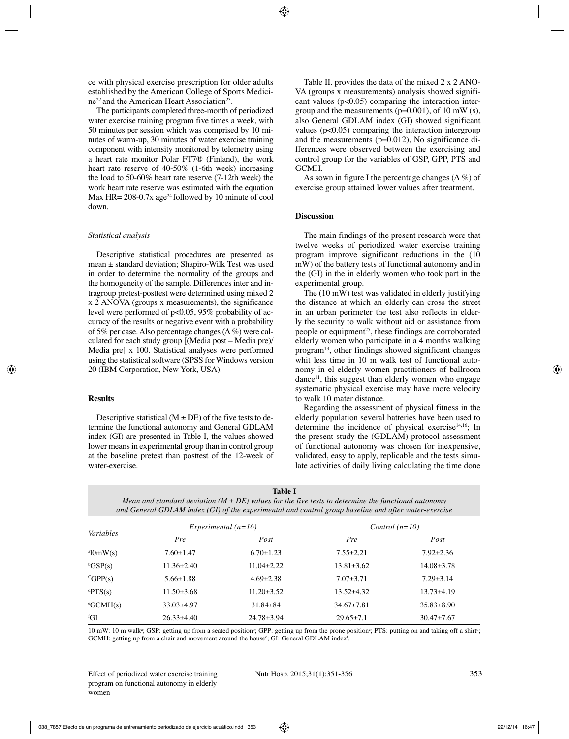ce with physical exercise prescription for older adults established by the American College of Sports Medicine[22] and the American Heart Association[23].

The participants completed three-month of periodized water exercise training program five times a week, with 50 minutes per session which was comprised by 10 minutes of warm-up, 30 minutes of water exercise training component with intensity monitored by telemetry using a heart rate monitor Polar FT7® (Finland), the work heart rate reserve of 40-50% (1-6th week) increasing the load to 50-60% heart rate reserve (7-12th week) the work heart rate reserve was estimated with the equation Max HR= 208-0.7x age[24] followed by 10 minute of cool down.

*Statistical analysis*

Descriptive statistical procedures are presented as mean ± standard deviation; Shapiro-Wilk Test was used in order to determine the normality of the groups and the homogeneity of the sample. Differences inter and intragroup pretest-posttest were determined using mixed 2 x 2 ANOVA (groups x measurements), the significance level were performed of $p<0.05$, 95% probability of accuracy of the results or negative event with a probability of 5% per case. Also percentage changes ($\Delta$ %) were calculated for each study group [(Media post – Media pre)/ Media pre] x 100. Statistical analyses were performed using the statistical software (SPSS for Windows version 20 (IBM Corporation, New York, USA).

## Results

Descriptive statistical (M ± DE) of the five tests to determine the functional autonomy and General GDLAM index (GI) are presented in Table I, the values showed lower means in experimental group than in control group at the baseline pretest than posttest of the 12-week of water-exercise.

Table II. provides the data of the mixed 2 x 2 ANOVA (groups x measurements) analysis showed significant values ($p<0.05$) comparing the interaction intergroup and the measurements ($p=0.001$), of 10 mW (s), also General GDLAM index (GI) showed significant values ($p<0.05$) comparing the interaction intergroup and the measurements ($p=0.012$), No significance differences were observed between the exercising and control group for the variables of GSP, GPP, PTS and GCMH.

As sown in figure I the percentage changes ($\Delta$ %) of exercise group attained lower values after treatment.

## Discussion

The main findings of the present research were that twelve weeks of periodized water exercise training program improve significant reductions in the (10 mW) of the battery tests of functional autonomy and in the (GI) in the in elderly women who took part in the experimental group.

The (10 mW) test was validated in elderly justifying the distance at which an elderly can cross the street in an urban perimeter the test also reflects in elderly the security to walk without aid or assistance from people or equipment[25], these findings are corroborated elderly women who participate in a 4 months walking program[13], other findings showed significant changes whit less time in 10 m walk test of functional autonomy in el elderly women practitioners of ballroom dance[11], this suggest than elderly women who engage systematic physical exercise may have more velocity to walk 10 mater distance.

Regarding the assessment of physical fitness in the elderly population several batteries have been used to determine the incidence of physical exercise[14,16]; In the present study the (GDLAM) protocol assessment of functional autonomy was chosen for inexpensive, validated, easy to apply, replicable and the tests simulate activities of daily living calculating the time done

**Table I**
*Mean and standard deviation (M ± DE) values for the five tests to determine the functional autonomy and General GDLAM index (GI) of the experimental and control group baseline and after water-exercise*

| Variables | Experimental (n=16) | | Control (n=10) | |
|---|---|---|---|---|
| | Pre | Post | Pre | Post |
| [a]10mW(s) | 7.60±1.47 | 6.70±1.23 | 7.55±2.21 | 7.92±2.36 |
| [b]GSP(s) | 11.36±2.40 | 11.04±2.22 | 13.81±3.62 | 14.08±3.78 |
| [c]GPP(s) | 5.66±1.88 | 4.69±2.38 | 7.07±3.71 | 7.29±3.14 |
| [d]PTS(s) | 11.50±3.68 | 11.20±3.52 | 13.52±4.32 | 13.73±4.19 |
| [e]GCMH(s) | 33.03±4.97 | 31.84±84 | 34.67±7.81 | 35.83±8.90 |
| [f]GI | 26.33±4.40 | 24.78±3.94 | 29.65±7.1 | 30.47±7.67 |

10 mW: 10 m walk[a]; GSP: getting up from a seated position[b]; GPP: getting up from the prone position[c]; PTS: putting on and taking off a shirt[d]; GCMH: getting up from a chair and movement around the house[e]; GI: General GDLAM index[f].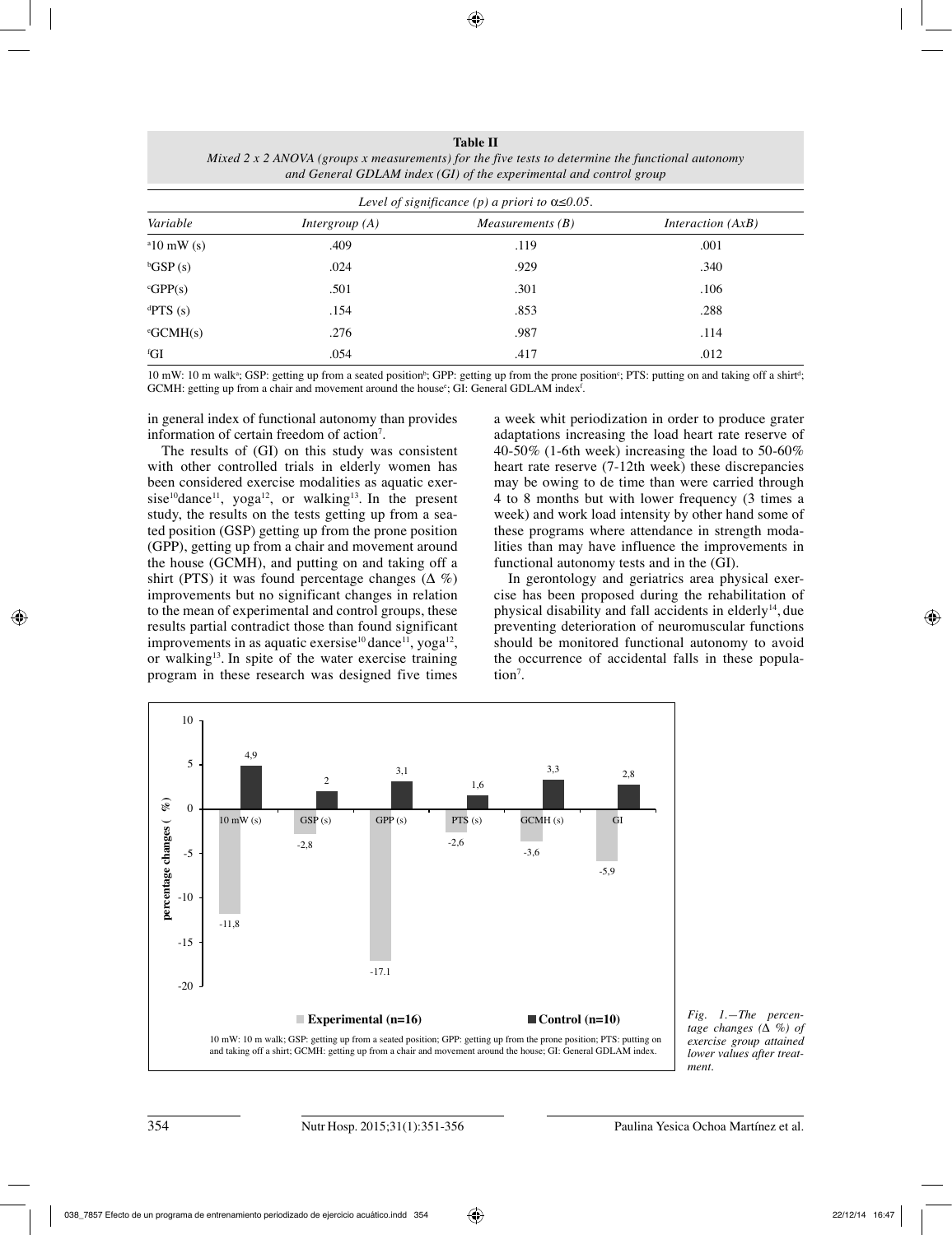**Table II**
*Mixed 2 x 2 ANOVA (groups x measurements) for the five tests to determine the functional autonomy and General GDLAM index (GI) of the experimental and control group*

| *Level of significance (p) a priori to α≤0.05.* | | | |
|---|---|---|---|
| *Variable* | *Intergroup (A)* | *Measurements (B)* | *Interaction (AxB)* |
| [a]10 mW (s) | .409 | .119 | .001 |
| [b]GSP (s) | .024 | .929 | .340 |
| [c]GPP(s) | .501 | .301 | .106 |
| [d]PTS (s) | .154 | .853 | .288 |
| [e]GCMH(s) | .276 | .987 | .114 |
| [f]GI | .054 | .417 | .012 |

10 mW: 10 m walk[a]; GSP: getting up from a seated position[b]; GPP: getting up from the prone position[c]; PTS: putting on and taking off a shirt[d]; GCMH: getting up from a chair and movement around the house[e]; GI: General GDLAM index[f].

in general index of functional autonomy than provides information of certain freedom of action[7].

The results of (GI) on this study was consistent with other controlled trials in elderly women has been considered exercise modalities as aquatic exersise[10]dance[11], yoga[12], or walking[13]. In the present study, the results on the tests getting up from a seated position (GSP) getting up from the prone position (GPP), getting up from a chair and movement around the house (GCMH), and putting on and taking off a shirt (PTS) it was found percentage changes (Δ %) improvements but no significant changes in relation to the mean of experimental and control groups, these results partial contradict those than found significant improvements in as aquatic exersise[10] dance[11], yoga[12], or walking[13]. In spite of the water exercise training program in these research was designed five times a week whit periodization in order to produce grater adaptations increasing the load heart rate reserve of 40-50% (1-6th week) increasing the load to 50-60% heart rate reserve (7-12th week) these discrepancies may be owing to de time than were carried through 4 to 8 months but with lower frequency (3 times a week) and work load intensity by other hand some of these programs where attendance in strength modalities than may have influence the improvements in functional autonomy tests and in the (GI).

In gerontology and geriatrics area physical exercise has been proposed during the rehabilitation of physical disability and fall accidents in elderly[14], due preventing deterioration of neuromuscular functions should be monitored functional autonomy to avoid the occurrence of accidental falls in these population[7].

| percentage changes (Δ %) | 10 mW (s) | GSP (s) | GPP (s) | PTS (s) | GCMH (s) | GI |
|---|---|---|---|---|---|---|
| Experimental (n=16) | -11,8 | -2,8 | -17.1 | -2,6 | -3,6 | -5,9 |
| Control (n=10) | 4,9 | 2 | 3,1 | 1,6 | 3,3 | 2,8 |

10 mW: 10 m walk; GSP: getting up from a seated position; GPP: getting up from the prone position; PTS: putting on and taking off a shirt; GCMH: getting up from a chair and movement around the house; GI: General GDLAM index.

*Fig. 1.—The percentage changes (Δ %) of exercise group attained lower values after treatment.*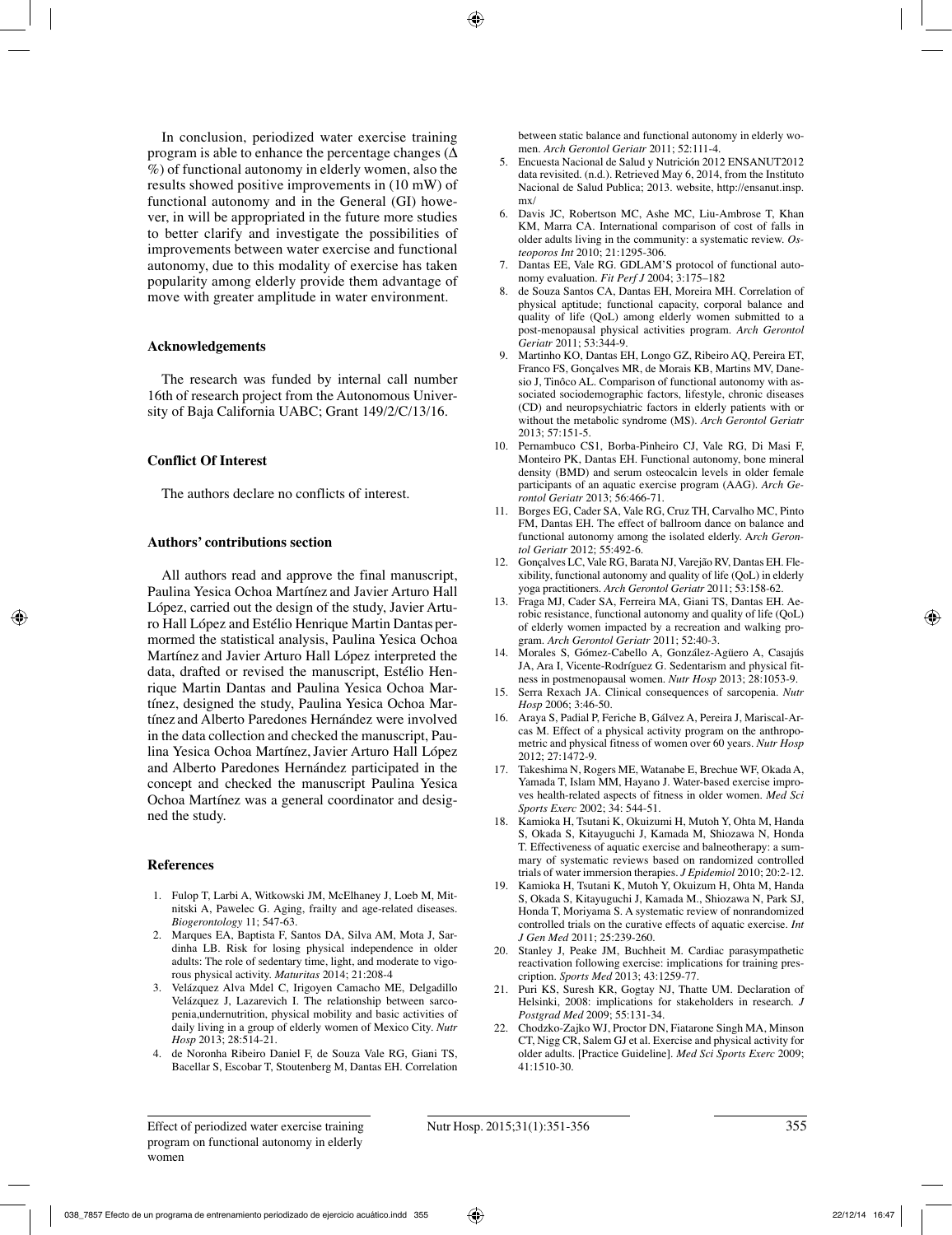In conclusion, periodized water exercise training program is able to enhance the percentage changes (Δ %) of functional autonomy in elderly women, also the results showed positive improvements in (10 mW) of functional autonomy and in the General (GI) however, in will be appropriated in the future more studies to better clarify and investigate the possibilities of improvements between water exercise and functional autonomy, due to this modality of exercise has taken popularity among elderly provide them advantage of move with greater amplitude in water environment.

## Acknowledgements

The research was funded by internal call number 16th of research project from the Autonomous University of Baja California UABC; Grant 149/2/C/13/16.

## Conflict Of Interest

The authors declare no conflicts of interest.

## Authors' contributions section

All authors read and approve the final manuscript, Paulina Yesica Ochoa Martínez and Javier Arturo Hall López, carried out the design of the study, Javier Arturo Hall López and Estélio Henrique Martin Dantas permormed the statistical analysis, Paulina Yesica Ochoa Martínez and Javier Arturo Hall López interpreted the data, drafted or revised the manuscript, Estélio Henrique Martin Dantas and Paulina Yesica Ochoa Martínez, designed the study, Paulina Yesica Ochoa Martínez and Alberto Paredones Hernández were involved in the data collection and checked the manuscript, Paulina Yesica Ochoa Martínez, Javier Arturo Hall López and Alberto Paredones Hernández participated in the concept and checked the manuscript Paulina Yesica Ochoa Martínez was a general coordinator and designed the study.

## References

1. Fulop T, Larbi A, Witkowski JM, McElhaney J, Loeb M, Mitnitski A, Pawelec G. Aging, frailty and age-related diseases. *Biogerontology* 11; 547-63.
2. Marques EA, Baptista F, Santos DA, Silva AM, Mota J, Sardinha LB. Risk for losing physical independence in older adults: The role of sedentary time, light, and moderate to vigorous physical activity. *Maturitas* 2014; 21:208-4
3. Velázquez Alva Mdel C, Irigoyen Camacho ME, Delgadillo Velázquez J, Lazarevich I. The relationship between sarcopenia,undernutrition, physical mobility and basic activities of daily living in a group of elderly women of Mexico City. *Nutr Hosp* 2013; 28:514-21.
4. de Noronha Ribeiro Daniel F, de Souza Vale RG, Giani TS, Bacellar S, Escobar T, Stoutenberg M, Dantas EH. Correlation between static balance and functional autonomy in elderly women. *Arch Gerontol Geriatr* 2011; 52:111-4.
5. Encuesta Nacional de Salud y Nutrición 2012 ENSANUT2012 data revisited. (n.d.). Retrieved May 6, 2014, from the Instituto Nacional de Salud Publica; 2013. website, http://ensanut.insp.mx/
6. Davis JC, Robertson MC, Ashe MC, Liu-Ambrose T, Khan KM, Marra CA. International comparison of cost of falls in older adults living in the community: a systematic review. *Osteoporos Int* 2010; 21:1295-306.
7. Dantas EE, Vale RG. GDLAM'S protocol of functional autonomy evaluation. *Fit Perf J* 2004; 3:175–182
8. de Souza Santos CA, Dantas EH, Moreira MH. Correlation of physical aptitude; functional capacity, corporal balance and quality of life (QoL) among elderly women submitted to a post-menopausal physical activities program. *Arch Gerontol Geriatr* 2011; 53:344-9.
9. Martinho KO, Dantas EH, Longo GZ, Ribeiro AQ, Pereira ET, Franco FS, Gonçalves MR, de Morais KB, Martins MV, Danesio J, Tinôco AL. Comparison of functional autonomy with associated sociodemographic factors, lifestyle, chronic diseases (CD) and neuropsychiatric factors in elderly patients with or without the metabolic syndrome (MS). *Arch Gerontol Geriatr* 2013; 57:151-5.
10. Pernambuco CS1, Borba-Pinheiro CJ, Vale RG, Di Masi F, Monteiro PK, Dantas EH. Functional autonomy, bone mineral density (BMD) and serum osteocalcin levels in older female participants of an aquatic exercise program (AAG). *Arch Gerontol Geriatr* 2013; 56:466-71.
11. Borges EG, Cader SA, Vale RG, Cruz TH, Carvalho MC, Pinto FM, Dantas EH. The effect of ballroom dance on balance and functional autonomy among the isolated elderly. *Arch Gerontol Geriatr* 2012; 55:492-6.
12. Gonçalves LC, Vale RG, Barata NJ, Varejão RV, Dantas EH. Flexibility, functional autonomy and quality of life (QoL) in elderly yoga practitioners. *Arch Gerontol Geriatr* 2011; 53:158-62.
13. Fraga MJ, Cader SA, Ferreira MA, Giani TS, Dantas EH. Aerobic resistance, functional autonomy and quality of life (QoL) of elderly women impacted by a recreation and walking program. *Arch Gerontol Geriatr* 2011; 52:40-3.
14. Morales S, Gómez-Cabello A, González-Agüero A, Casajús JA, Ara I, Vicente-Rodríguez G. Sedentarism and physical fitness in postmenopausal women. *Nutr Hosp* 2013; 28:1053-9.
15. Serra Rexach JA. Clinical consequences of sarcopenia. *Nutr Hosp* 2006; 3:46-50.
16. Araya S, Padial P, Feriche B, Gálvez A, Pereira J, Mariscal-Arcas M. Effect of a physical activity program on the anthropometric and physical fitness of women over 60 years. *Nutr Hosp* 2012; 27:1472-9.
17. Takeshima N, Rogers ME, Watanabe E, Brechue WF, Okada A, Yamada T, Islam MM, Hayano J. Water-based exercise improves health-related aspects of fitness in older women. *Med Sci Sports Exerc* 2002; 34: 544-51.
18. Kamioka H, Tsutani K, Okuizumi H, Mutoh Y, Ohta M, Handa S, Okada S, Kitayuguchi J, Kamada M, Shiozawa N, Honda T. Effectiveness of aquatic exercise and balneotherapy: a summary of systematic reviews based on randomized controlled trials of water immersion therapies. *J Epidemiol* 2010; 20:2-12.
19. Kamioka H, Tsutani K, Mutoh Y, Okuizum H, Ohta M, Handa S, Okada S, Kitayuguchi J, Kamada M., Shiozawa N, Park SJ, Honda T, Moriyama S. A systematic review of nonrandomized controlled trials on the curative effects of aquatic exercise. *Int J Gen Med* 2011; 25:239-260.
20. Stanley J, Peake JM, Buchheit M. Cardiac parasympathetic reactivation following exercise: implications for training prescription. *Sports Med* 2013; 43:1259-77.
21. Puri KS, Suresh KR, Gogtay NJ, Thatte UM. Declaration of Helsinki, 2008: implications for stakeholders in research. *J Postgrad Med* 2009; 55:131-34.
22. Chodzko-Zajko WJ, Proctor DN, Fiatarone Singh MA, Minson CT, Nigg CR, Salem GJ et al. Exercise and physical activity for older adults. [Practice Guideline]. *Med Sci Sports Exerc* 2009; 41:1510-30.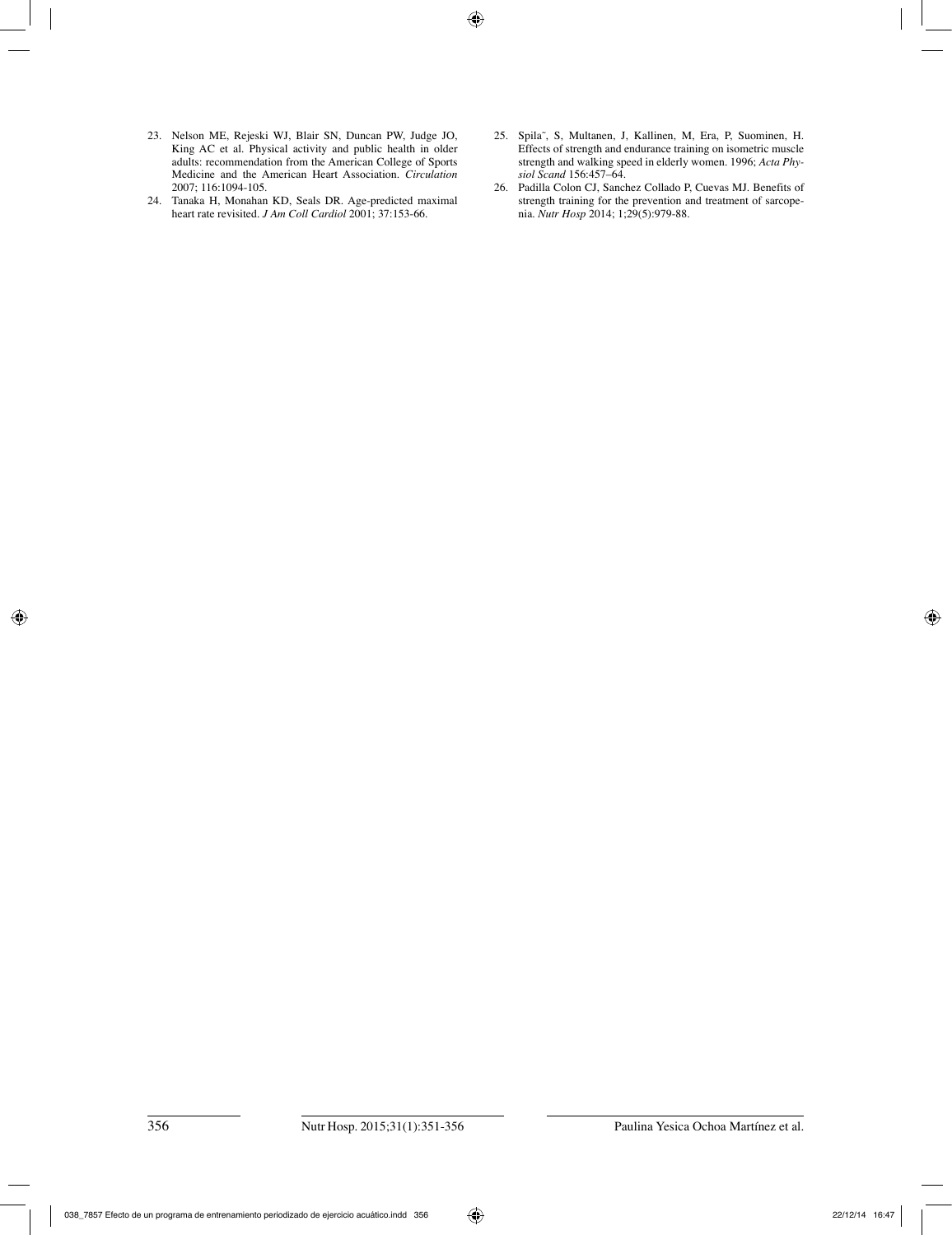23. Nelson ME, Rejeski WJ, Blair SN, Duncan PW, Judge JO, King AC et al. Physical activity and public health in older adults: recommendation from the American College of Sports Medicine and the American Heart Association. *Circulation* 2007; 116:1094-105.
24. Tanaka H, Monahan KD, Seals DR. Age-predicted maximal heart rate revisited. *J Am Coll Cardiol* 2001; 37:153-66.
25. Spila˜, S, Multanen, J, Kallinen, M, Era, P, Suominen, H. Effects of strength and endurance training on isometric muscle strength and walking speed in elderly women. 1996; *Acta Physiol Scand* 156:457–64.
26. Padilla Colon CJ, Sanchez Collado P, Cuevas MJ. Benefits of strength training for the prevention and treatment of sarcopenia. *Nutr Hosp* 2014; 1;29(5):979-88.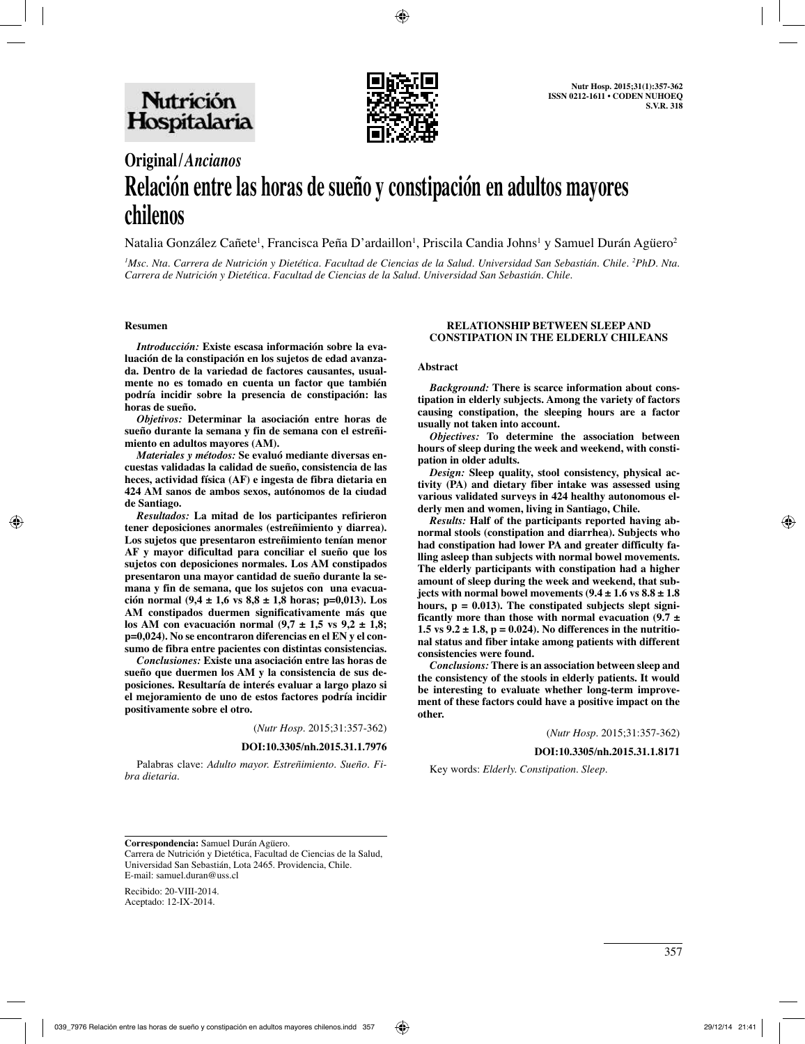# Original/*Ancianos*

# Relación entre las horas de sueño y constipación en adultos mayores chilenos

Natalia González Cañete[1], Francisca Peña D'ardaillon[1], Priscila Candia Johns[1] y Samuel Durán Agüero[2]

[1]*Msc. Nta. Carrera de Nutrición y Dietética. Facultad de Ciencias de la Salud. Universidad San Sebastián. Chile.* [2]*PhD. Nta. Carrera de Nutrición y Dietética. Facultad de Ciencias de la Salud. Universidad San Sebastián. Chile.*

## Resumen

***Introducción:*** **Existe escasa información sobre la evaluación de la constipación en los sujetos de edad avanzada. Dentro de la variedad de factores causantes, usualmente no es tomado en cuenta un factor que también podría incidir sobre la presencia de constipación: las horas de sueño.**

***Objetivos:*** **Determinar la asociación entre horas de sueño durante la semana y fin de semana con el estreñimiento en adultos mayores (AM).**

***Materiales y métodos:*** **Se evaluó mediante diversas encuestas validadas la calidad de sueño, consistencia de las heces, actividad física (AF) e ingesta de fibra dietaria en 424 AM sanos de ambos sexos, autónomos de la ciudad de Santiago.**

***Resultados:*** **La mitad de los participantes refirieron tener deposiciones anormales (estreñimiento y diarrea). Los sujetos que presentaron estreñimiento tenían menor AF y mayor dificultad para conciliar el sueño que los sujetos con deposiciones normales. Los AM constipados presentaron una mayor cantidad de sueño durante la semana y fin de semana, que los sujetos con una evacuación normal (9,4 ± 1,6 vs 8,8 ± 1,8 horas; p=0,013). Los AM constipados duermen significativamente más que los AM con evacuación normal (9,7 ± 1,5 vs 9,2 ± 1,8; p=0,024). No se encontraron diferencias en el EN y el consumo de fibra entre pacientes con distintas consistencias.**

***Conclusiones:*** **Existe una asociación entre las horas de sueño que duermen los AM y la consistencia de sus deposiciones. Resultaría de interés evaluar a largo plazo si el mejoramiento de uno de estos factores podría incidir positivamente sobre el otro.**

(*Nutr Hosp*. 2015;31:357-362)

**DOI:10.3305/nh.2015.31.1.7976**

Palabras clave: *Adulto mayor. Estreñimiento. Sueño. Fibra dietaria.*

## RELATIONSHIP BETWEEN SLEEP AND CONSTIPATION IN THE ELDERLY CHILEANS

### Abstract

***Background:*** **There is scarce information about constipation in elderly subjects. Among the variety of factors causing constipation, the sleeping hours are a factor usually not taken into account.**

***Objectives:*** **To determine the association between hours of sleep during the week and weekend, with constipation in older adults.**

***Design:*** **Sleep quality, stool consistency, physical activity (PA) and dietary fiber intake was assessed using various validated surveys in 424 healthy autonomous elderly men and women, living in Santiago, Chile.**

***Results:*** **Half of the participants reported having abnormal stools (constipation and diarrhea). Subjects who had constipation had lower PA and greater difficulty falling asleep than subjects with normal bowel movements. The elderly participants with constipation had a higher amount of sleep during the week and weekend, that subjects with normal bowel movements (9.4 ± 1.6 vs 8.8 ± 1.8 hours, p = 0.013). The constipated subjects slept significantly more than those with normal evacuation (9.7 ± 1.5 vs 9.2 ± 1.8, p = 0.024). No differences in the nutritional status and fiber intake among patients with different consistencies were found.**

***Conclusions:*** **There is an association between sleep and the consistency of the stools in elderly patients. It would be interesting to evaluate whether long-term improvement of these factors could have a positive impact on the other.**

(*Nutr Hosp*. 2015;31:357-362)

**DOI:10.3305/nh.2015.31.1.8171**

Key words: *Elderly. Constipation. Sleep.*

**Correspondencia:** Samuel Durán Agüero.
Carrera de Nutrición y Dietética, Facultad de Ciencias de la Salud, Universidad San Sebastián, Lota 2465. Providencia, Chile.
E-mail: samuel.duran@uss.cl

Recibido: 20-VIII-2014.
Aceptado: 12-IX-2014.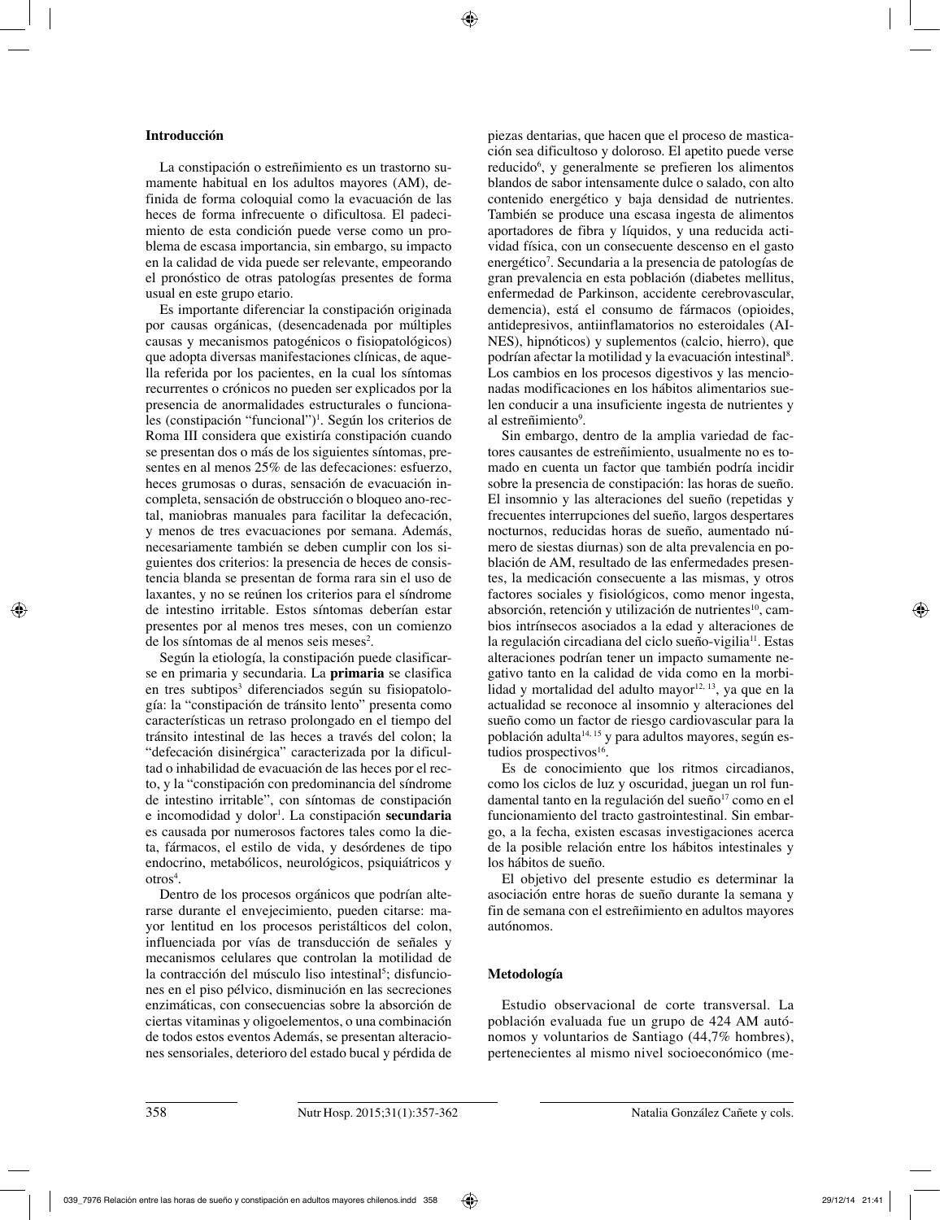## Introducción

La constipación o estreñimiento es un trastorno sumamente habitual en los adultos mayores (AM), definida de forma coloquial como la evacuación de las heces de forma infrecuente o dificultosa. El padecimiento de esta condición puede verse como un problema de escasa importancia, sin embargo, su impacto en la calidad de vida puede ser relevante, empeorando el pronóstico de otras patologías presentes de forma usual en este grupo etario.

Es importante diferenciar la constipación originada por causas orgánicas, (desencadenada por múltiples causas y mecanismos patogénicos o fisiopatológicos) que adopta diversas manifestaciones clínicas, de aquella referida por los pacientes, en la cual los síntomas recurrentes o crónicos no pueden ser explicados por la presencia de anormalidades estructurales o funcionales (constipación "funcional")[1]. Según los criterios de Roma III considera que existiría constipación cuando se presentan dos o más de los siguientes síntomas, presentes en al menos 25% de las defecaciones: esfuerzo, heces grumosas o duras, sensación de evacuación incompleta, sensación de obstrucción o bloqueo ano-rectal, maniobras manuales para facilitar la defecación, y menos de tres evacuaciones por semana. Además, necesariamente también se deben cumplir con los siguientes dos criterios: la presencia de heces de consistencia blanda se presentan de forma rara sin el uso de laxantes, y no se reúnen los criterios para el síndrome de intestino irritable. Estos síntomas deberían estar presentes por al menos tres meses, con un comienzo de los síntomas de al menos seis meses[2].

Según la etiología, la constipación puede clasificarse en primaria y secundaria. La **primaria** se clasifica en tres subtipos[3] diferenciados según su fisiopatología: la "constipación de tránsito lento" presenta como características un retraso prolongado en el tiempo del tránsito intestinal de las heces a través del colon; la "defecación disinérgica" caracterizada por la dificultad o inhabilidad de evacuación de las heces por el recto, y la "constipación con predominancia del síndrome de intestino irritable", con síntomas de constipación e incomodidad y dolor[1]. La constipación **secundaria** es causada por numerosos factores tales como la dieta, fármacos, el estilo de vida, y desórdenes de tipo endocrino, metabólicos, neurológicos, psiquiátricos y otros[4].

Dentro de los procesos orgánicos que podrían alterarse durante el envejecimiento, pueden citarse: mayor lentitud en los procesos peristálticos del colon, influenciada por vías de transducción de señales y mecanismos celulares que controlan la motilidad de la contracción del músculo liso intestinal[5]; disfunciones en el piso pélvico, disminución en las secreciones enzimáticas, con consecuencias sobre la absorción de ciertas vitaminas y oligoelementos, o una combinación de todos estos eventos Además, se presentan alteraciones sensoriales, deterioro del estado bucal y pérdida de piezas dentarias, que hacen que el proceso de masticación sea dificultoso y doloroso. El apetito puede verse reducido[6], y generalmente se prefieren los alimentos blandos de sabor intensamente dulce o salado, con alto contenido energético y baja densidad de nutrientes. También se produce una escasa ingesta de alimentos aportadores de fibra y líquidos, y una reducida actividad física, con un consecuente descenso en el gasto energético[7]. Secundaria a la presencia de patologías de gran prevalencia en esta población (diabetes mellitus, enfermedad de Parkinson, accidente cerebrovascular, demencia), está el consumo de fármacos (opioides, antidepresivos, antiinflamatorios no esteroidales (AINES), hipnóticos) y suplementos (calcio, hierro), que podrían afectar la motilidad y la evacuación intestinal[8]. Los cambios en los procesos digestivos y las mencionadas modificaciones en los hábitos alimentarios suelen conducir a una insuficiente ingesta de nutrientes y al estreñimiento[9].

Sin embargo, dentro de la amplia variedad de factores causantes de estreñimiento, usualmente no es tomado en cuenta un factor que también podría incidir sobre la presencia de constipación: las horas de sueño. El insomnio y las alteraciones del sueño (repetidas y frecuentes interrupciones del sueño, largos despertares nocturnos, reducidas horas de sueño, aumentado número de siestas diurnas) son de alta prevalencia en población de AM, resultado de las enfermedades presentes, la medicación consecuente a las mismas, y otros factores sociales y fisiológicos, como menor ingesta, absorción, retención y utilización de nutrientes[10], cambios intrínsecos asociados a la edad y alteraciones de la regulación circadiana del ciclo sueño-vigilia[11]. Estas alteraciones podrían tener un impacto sumamente negativo tanto en la calidad de vida como en la morbilidad y mortalidad del adulto mayor[12, 13], ya que en la actualidad se reconoce al insomnio y alteraciones del sueño como un factor de riesgo cardiovascular para la población adulta[14, 15] y para adultos mayores, según estudios prospectivos[16].

Es de conocimiento que los ritmos circadianos, como los ciclos de luz y oscuridad, juegan un rol fundamental tanto en la regulación del sueño[17] como en el funcionamiento del tracto gastrointestinal. Sin embargo, a la fecha, existen escasas investigaciones acerca de la posible relación entre los hábitos intestinales y los hábitos de sueño.

El objetivo del presente estudio es determinar la asociación entre horas de sueño durante la semana y fin de semana con el estreñimiento en adultos mayores autónomos.

## Metodología

Estudio observacional de corte transversal. La población evaluada fue un grupo de 424 AM autónomos y voluntarios de Santiago (44,7% hombres), pertenecientes al mismo nivel socioeconómico (me-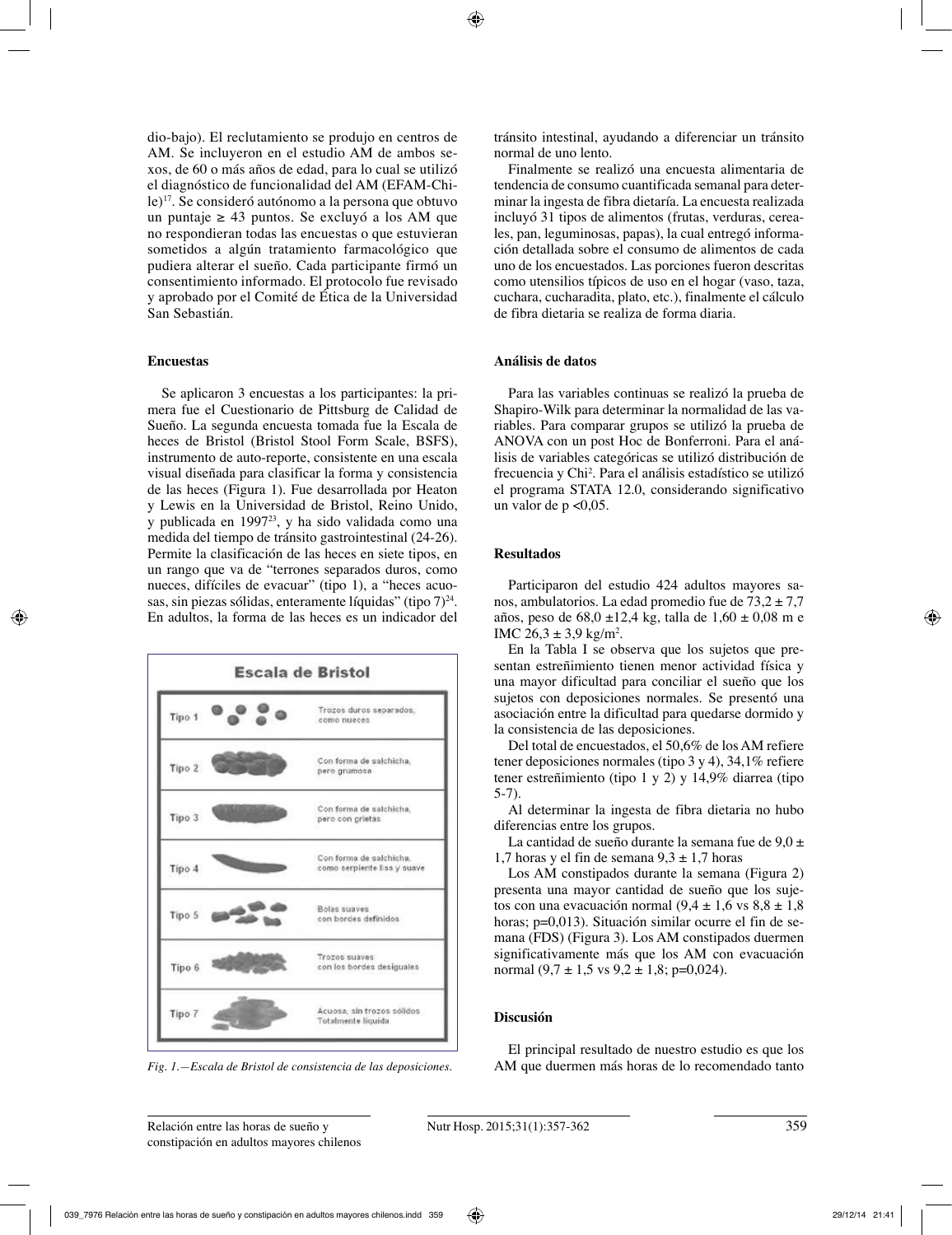dio-bajo). El reclutamiento se produjo en centros de AM. Se incluyeron en el estudio AM de ambos sexos, de 60 o más años de edad, para lo cual se utilizó el diagnóstico de funcionalidad del AM (EFAM-Chile)[17]. Se consideró autónomo a la persona que obtuvo un puntaje ≥ 43 puntos. Se excluyó a los AM que no respondieran todas las encuestas o que estuvieran sometidos a algún tratamiento farmacológico que pudiera alterar el sueño. Cada participante firmó un consentimiento informado. El protocolo fue revisado y aprobado por el Comité de Ética de la Universidad San Sebastián.

### Encuestas

Se aplicaron 3 encuestas a los participantes: la primera fue el Cuestionario de Pittsburg de Calidad de Sueño. La segunda encuesta tomada fue la Escala de heces de Bristol (Bristol Stool Form Scale, BSFS), instrumento de auto-reporte, consistente en una escala visual diseñada para clasificar la forma y consistencia de las heces (Figura 1). Fue desarrollada por Heaton y Lewis en la Universidad de Bristol, Reino Unido, y publicada en 1997[23], y ha sido validada como una medida del tiempo de tránsito gastrointestinal (24-26). Permite la clasificación de las heces en siete tipos, en un rango que va de "terrones separados duros, como nueces, difíciles de evacuar" (tipo 1), a "heces acuosas, sin piezas sólidas, enteramente líquidas" (tipo 7)[24]. En adultos, la forma de las heces es un indicador del tránsito intestinal, ayudando a diferenciar un tránsito normal de uno lento.

**Escala de Bristol**

| Tipo | Descripción |
|---|---|
| Tipo 1 | Trozos duros separados, como nueces |
| Tipo 2 | Con forma de salchicha, pero grumosa |
| Tipo 3 | Con forma de salchicha, pero con grietas |
| Tipo 4 | Con forma de salchicha, como serpiente lisa y suave |
| Tipo 5 | Bolas suaves con bordes definidos |
| Tipo 6 | Trozos suaves con los bordes desiguales |
| Tipo 7 | Acuosa, sin trozos sólidos Totalmente líquida |

*Fig. 1.—Escala de Bristol de consistencia de las deposiciones.*

Finalmente se realizó una encuesta alimentaria de tendencia de consumo cuantificada semanal para determinar la ingesta de fibra dietaría. La encuesta realizada incluyó 31 tipos de alimentos (frutas, verduras, cereales, pan, leguminosas, papas), la cual entregó información detallada sobre el consumo de alimentos de cada uno de los encuestados. Las porciones fueron descritas como utensilios típicos de uso en el hogar (vaso, taza, cuchara, cucharadita, plato, etc.), finalmente el cálculo de fibra dietaria se realiza de forma diaria.

### Análisis de datos

Para las variables continuas se realizó la prueba de Shapiro-Wilk para determinar la normalidad de las variables. Para comparar grupos se utilizó la prueba de ANOVA con un post Hoc de Bonferroni. Para el análisis de variables categóricas se utilizó distribución de frecuencia y $Chi^2$. Para el análisis estadístico se utilizó el programa STATA 12.0, considerando significativo un valor de $p < 0,05$.

## Resultados

Participaron del estudio 424 adultos mayores sanos, ambulatorios. La edad promedio fue de 73,2 ± 7,7 años, peso de 68,0 ±12,4 kg, talla de 1,60 ± 0,08 m e IMC 26,3 ± 3,9 kg/m$^2$.

En la Tabla I se observa que los sujetos que presentan estreñimiento tienen menor actividad física y una mayor dificultad para conciliar el sueño que los sujetos con deposiciones normales. Se presentó una asociación entre la dificultad para quedarse dormido y la consistencia de las deposiciones.

Del total de encuestados, el 50,6% de los AM refiere tener deposiciones normales (tipo 3 y 4), 34,1% refiere tener estreñimiento (tipo 1 y 2) y 14,9% diarrea (tipo 5-7).

Al determinar la ingesta de fibra dietaria no hubo diferencias entre los grupos.

La cantidad de sueño durante la semana fue de 9,0 ± 1,7 horas y el fin de semana 9,3 ± 1,7 horas

Los AM constipados durante la semana (Figura 2) presenta una mayor cantidad de sueño que los sujetos con una evacuación normal (9,4 ± 1,6 vs 8,8 ± 1,8 horas; p=0,013). Situación similar ocurre el fin de semana (FDS) (Figura 3). Los AM constipados duermen significativamente más que los AM con evacuación normal (9,7 ± 1,5 vs 9,2 ± 1,8; p=0,024).

## Discusión

El principal resultado de nuestro estudio es que los AM que duermen más horas de lo recomendado tanto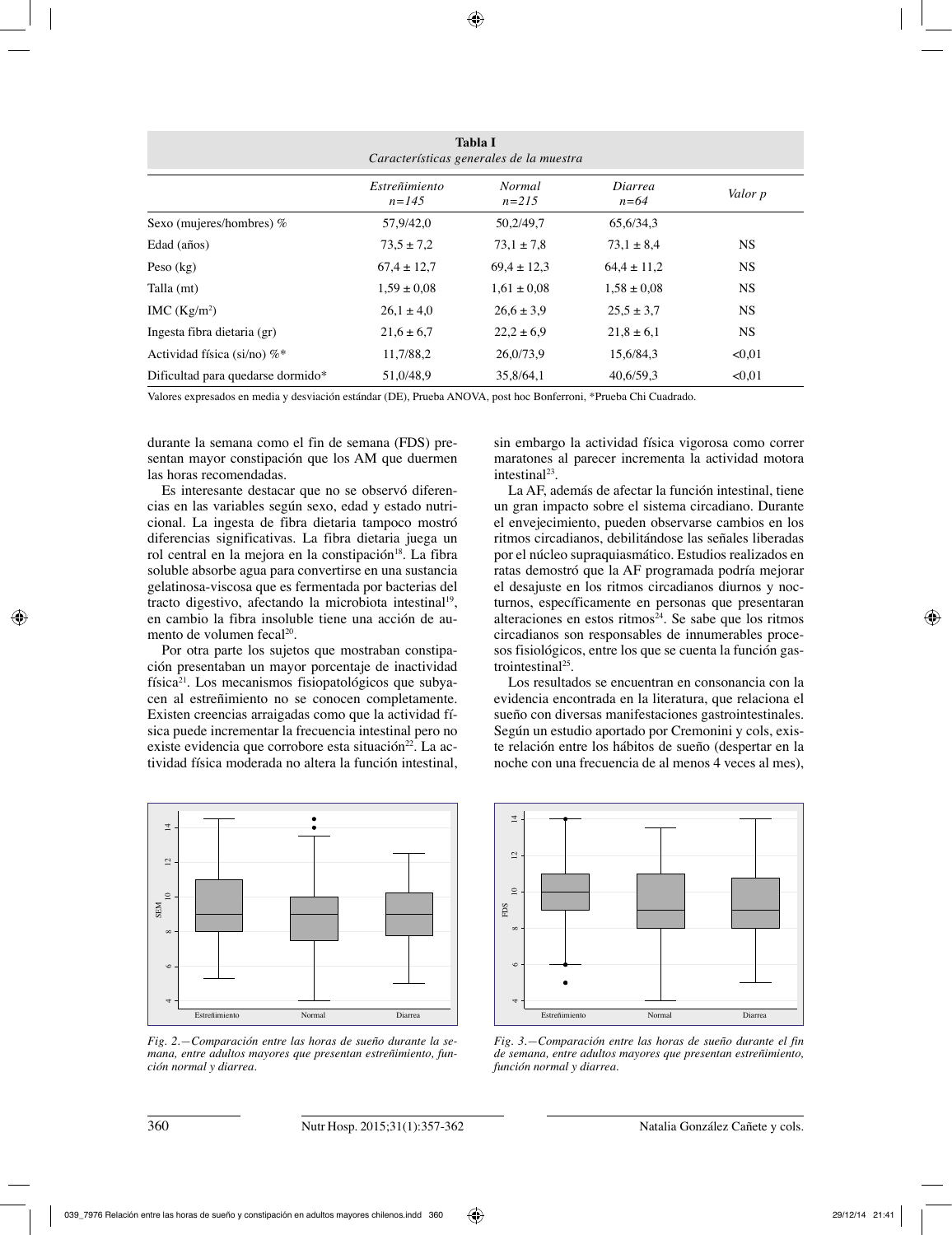**Tabla I**
*Características generales de la muestra*

| | Estreñimiento n=145 | Normal n=215 | Diarrea n=64 | Valor p |
|---|---|---|---|---|
| Sexo (mujeres/hombres) % | 57,9/42,0 | 50,2/49,7 | 65,6/34,3 | |
| Edad (años) | 73,5 ± 7,2 | 73,1 ± 7,8 | 73,1 ± 8,4 | NS |
| Peso (kg) | 67,4 ± 12,7 | 69,4 ± 12,3 | 64,4 ± 11,2 | NS |
| Talla (mt) | 1,59 ± 0,08 | 1,61 ± 0,08 | 1,58 ± 0,08 | NS |
| IMC (Kg/m²) | 26,1 ± 4,0 | 26,6 ± 3,9 | 25,5 ± 3,7 | NS |
| Ingesta fibra dietaria (gr) | 21,6 ± 6,7 | 22,2 ± 6,9 | 21,8 ± 6,1 | NS |
| Actividad física (si/no) %* | 11,7/88,2 | 26,0/73,9 | 15,6/84,3 | <0,01 |
| Dificultad para quedarse dormido* | 51,0/48,9 | 35,8/64,1 | 40,6/59,3 | <0,01 |

Valores expresados en media y desviación estándar (DE), Prueba ANOVA, post hoc Bonferroni, *Prueba Chi Cuadrado.

durante la semana como el fin de semana (FDS) presentan mayor constipación que los AM que duermen las horas recomendadas.

Es interesante destacar que no se observó diferencias en las variables según sexo, edad y estado nutricional. La ingesta de fibra dietaria tampoco mostró diferencias significativas. La fibra dietaria juega un rol central en la mejora en la constipación[18]. La fibra soluble absorbe agua para convertirse en una sustancia gelatinosa-viscosa que es fermentada por bacterias del tracto digestivo, afectando la microbiota intestinal[19], en cambio la fibra insoluble tiene una acción de aumento de volumen fecal[20].

Por otra parte los sujetos que mostraban constipación presentaban un mayor porcentaje de inactividad física[21]. Los mecanismos fisiopatológicos que subyacen al estreñimiento no se conocen completamente. Existen creencias arraigadas como que la actividad física puede incrementar la frecuencia intestinal pero no existe evidencia que corrobore esta situación[22]. La actividad física moderada no altera la función intestinal, sin embargo la actividad física vigorosa como correr maratones al parecer incrementa la actividad motora intestinal[23].

La AF, además de afectar la función intestinal, tiene un gran impacto sobre el sistema circadiano. Durante el envejecimiento, pueden observarse cambios en los ritmos circadianos, debilitándose las señales liberadas por el núcleo supraquiasmático. Estudios realizados en ratas demostró que la AF programada podría mejorar el desajuste en los ritmos circadianos diurnos y nocturnos, específicamente en personas que presentaran alteraciones en estos ritmos[24]. Se sabe que los ritmos circadianos son responsables de innumerables procesos fisiológicos, entre los que se cuenta la función gastrointestinal[25].

Los resultados se encuentran en consonancia con la evidencia encontrada en la literatura, que relaciona el sueño con diversas manifestaciones gastrointestinales. Según un estudio aportado por Cremonini y cols, existe relación entre los hábitos de sueño (despertar en la noche con una frecuencia de al menos 4 veces al mes),

SEM
4
6
8
10
12
14
Estreñimiento
Normal
Diarrea

*Fig. 2.—Comparación entre las horas de sueño durante la semana, entre adultos mayores que presentan estreñimiento, función normal y diarrea.*

FDS
4
6
8
10
12
14
Estreñimiento
Normal
Diarrea

*Fig. 3.—Comparación entre las horas de sueño durante el fin de semana, entre adultos mayores que presentan estreñimiento, función normal y diarrea.*